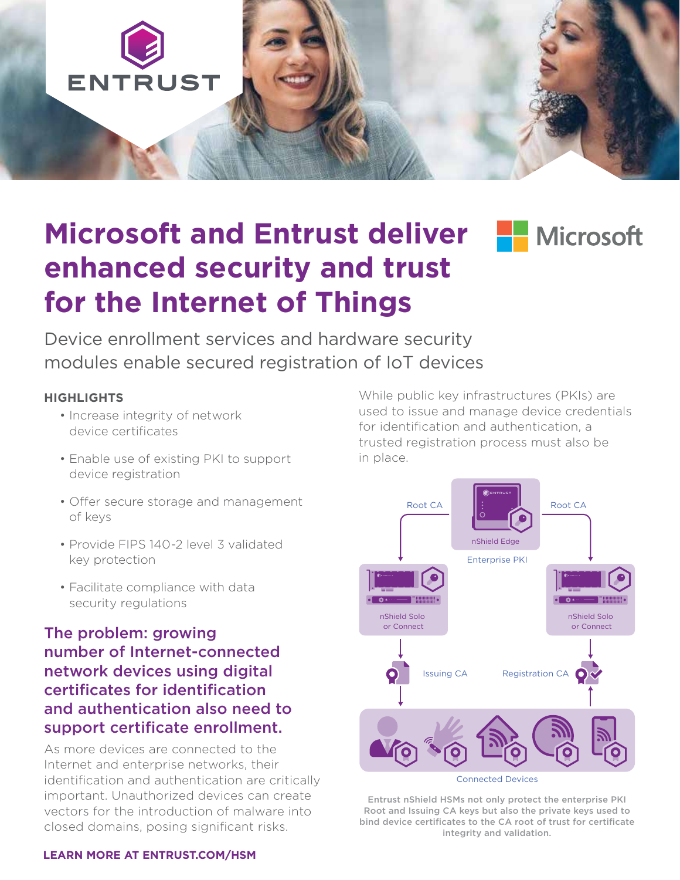# Microsoft and Entrust deliver enhanced security and trust for the Internet of Things

Device enrollment services and hardware security modules enable secured registration of IoT devices

**HIGHLIGHTS**

- Increase integrity of network device certificates
- Enable use of existing PKI to support device registration
- Offer secure storage and management of keys
- Provide FIPS 140-2 level 3 validated key protection
- Facilitate compliance with data security regulations

## The problem: growing number of Internet-connected network devices using digital certificates for identification and authentication also need to support certificate enrollment.

As more devices are connected to the Internet and enterprise networks, their identification and authentication are critically important. Unauthorized devices can create vectors for the introduction of malware into closed domains, posing significant risks.

While public key infrastructures (PKIs) are used to issue and manage device credentials for identification and authentication, a trusted registration process must also be in place.

Root CA | nShield Edge | Enterprise PKI | Root CA | nShield Solo or Connect | nShield Solo or Connect | Issuing CA | Registration CA | Connected Devices

Entrust nShield HSMs not only protect the enterprise PKI Root and Issuing CA keys but also the private keys used to bind device certificates to the CA root of trust for certificate integrity and validation.

**LEARN MORE AT ENTRUST.COM/HSM**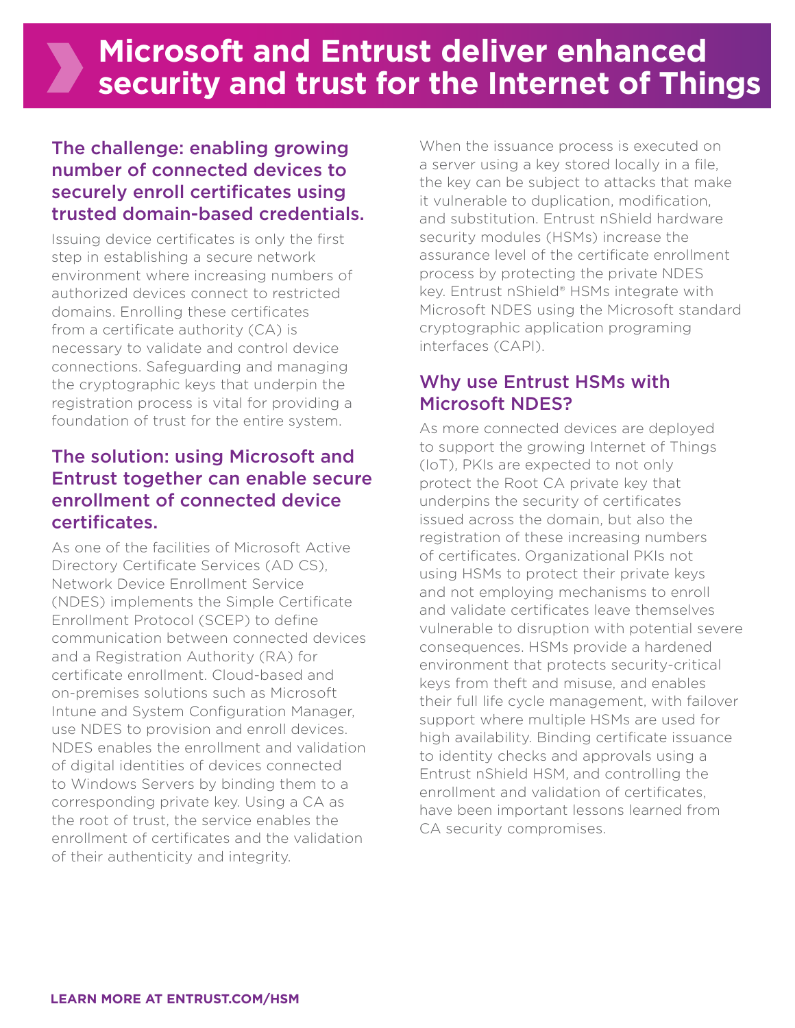# Microsoft and Entrust deliver enhanced security and trust for the Internet of Things

## The challenge: enabling growing number of connected devices to securely enroll certificates using trusted domain-based credentials.

Issuing device certificates is only the first step in establishing a secure network environment where increasing numbers of authorized devices connect to restricted domains. Enrolling these certificates from a certificate authority (CA) is necessary to validate and control device connections. Safeguarding and managing the cryptographic keys that underpin the registration process is vital for providing a foundation of trust for the entire system.

## The solution: using Microsoft and Entrust together can enable secure enrollment of connected device certificates.

As one of the facilities of Microsoft Active Directory Certificate Services (AD CS), Network Device Enrollment Service (NDES) implements the Simple Certificate Enrollment Protocol (SCEP) to define communication between connected devices and a Registration Authority (RA) for certificate enrollment. Cloud-based and on-premises solutions such as Microsoft Intune and System Configuration Manager, use NDES to provision and enroll devices. NDES enables the enrollment and validation of digital identities of devices connected to Windows Servers by binding them to a corresponding private key. Using a CA as the root of trust, the service enables the enrollment of certificates and the validation of their authenticity and integrity.

When the issuance process is executed on a server using a key stored locally in a file, the key can be subject to attacks that make it vulnerable to duplication, modification, and substitution. Entrust nShield hardware security modules (HSMs) increase the assurance level of the certificate enrollment process by protecting the private NDES key. Entrust nShield® HSMs integrate with Microsoft NDES using the Microsoft standard cryptographic application programing interfaces (CAPI).

## Why use Entrust HSMs with Microsoft NDES?

As more connected devices are deployed to support the growing Internet of Things (IoT), PKIs are expected to not only protect the Root CA private key that underpins the security of certificates issued across the domain, but also the registration of these increasing numbers of certificates. Organizational PKIs not using HSMs to protect their private keys and not employing mechanisms to enroll and validate certificates leave themselves vulnerable to disruption with potential severe consequences. HSMs provide a hardened environment that protects security-critical keys from theft and misuse, and enables their full life cycle management, with failover support where multiple HSMs are used for high availability. Binding certificate issuance to identity checks and approvals using a Entrust nShield HSM, and controlling the enrollment and validation of certificates, have been important lessons learned from CA security compromises.

**LEARN MORE AT ENTRUST.COM/HSM**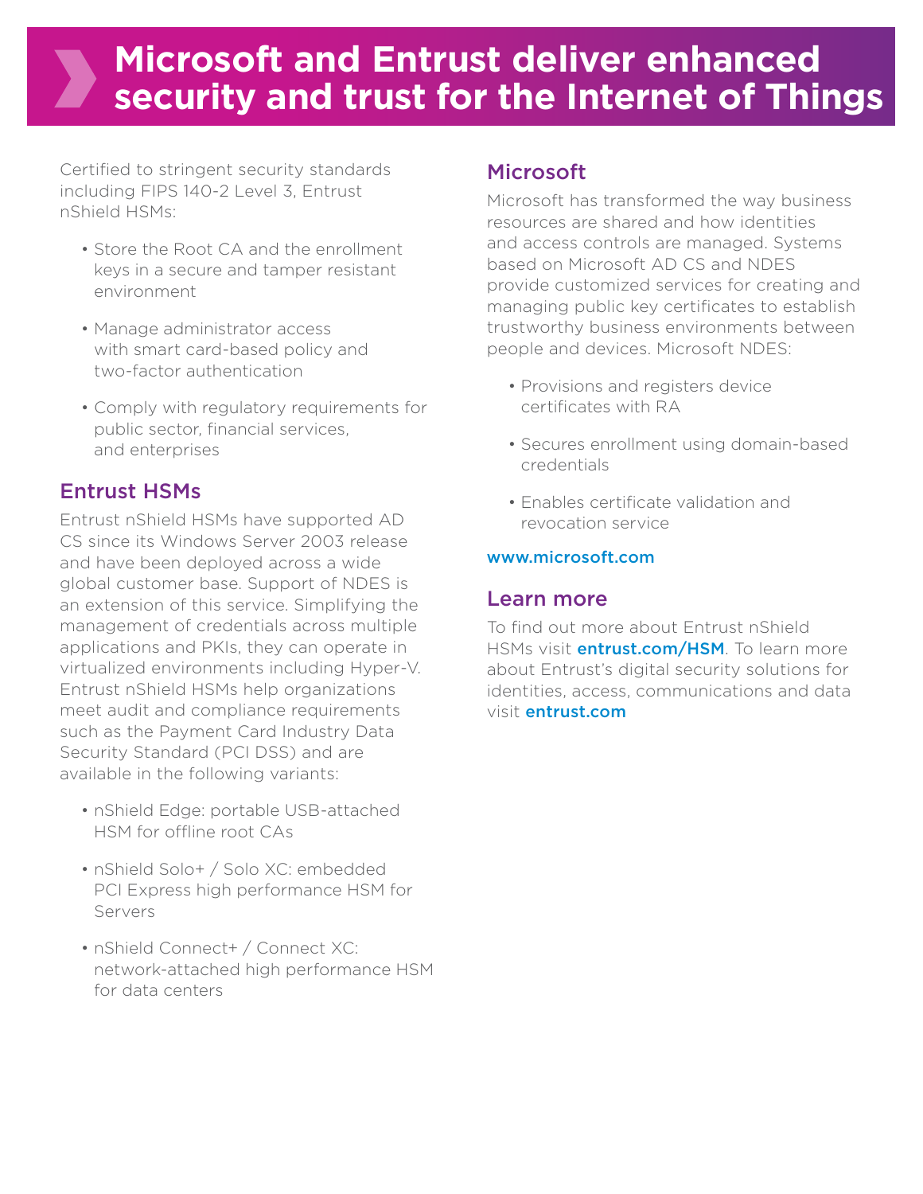# Microsoft and Entrust deliver enhanced security and trust for the Internet of Things

Certified to stringent security standards including FIPS 140-2 Level 3, Entrust nShield HSMs:

- Store the Root CA and the enrollment keys in a secure and tamper resistant environment
- Manage administrator access with smart card-based policy and two-factor authentication
- Comply with regulatory requirements for public sector, financial services, and enterprises

## Entrust HSMs

Entrust nShield HSMs have supported AD CS since its Windows Server 2003 release and have been deployed across a wide global customer base. Support of NDES is an extension of this service. Simplifying the management of credentials across multiple applications and PKIs, they can operate in virtualized environments including Hyper-V. Entrust nShield HSMs help organizations meet audit and compliance requirements such as the Payment Card Industry Data Security Standard (PCI DSS) and are available in the following variants:

- nShield Edge: portable USB-attached HSM for offline root CAs
- nShield Solo+ / Solo XC: embedded PCI Express high performance HSM for Servers
- nShield Connect+ / Connect XC: network-attached high performance HSM for data centers

## Microsoft

Microsoft has transformed the way business resources are shared and how identities and access controls are managed. Systems based on Microsoft AD CS and NDES provide customized services for creating and managing public key certificates to establish trustworthy business environments between people and devices. Microsoft NDES:

- Provisions and registers device certificates with RA
- Secures enrollment using domain-based credentials
- Enables certificate validation and revocation service

**www.microsoft.com**

## Learn more

To find out more about Entrust nShield HSMs visit **entrust.com/HSM**. To learn more about Entrust's digital security solutions for identities, access, communications and data visit **entrust.com**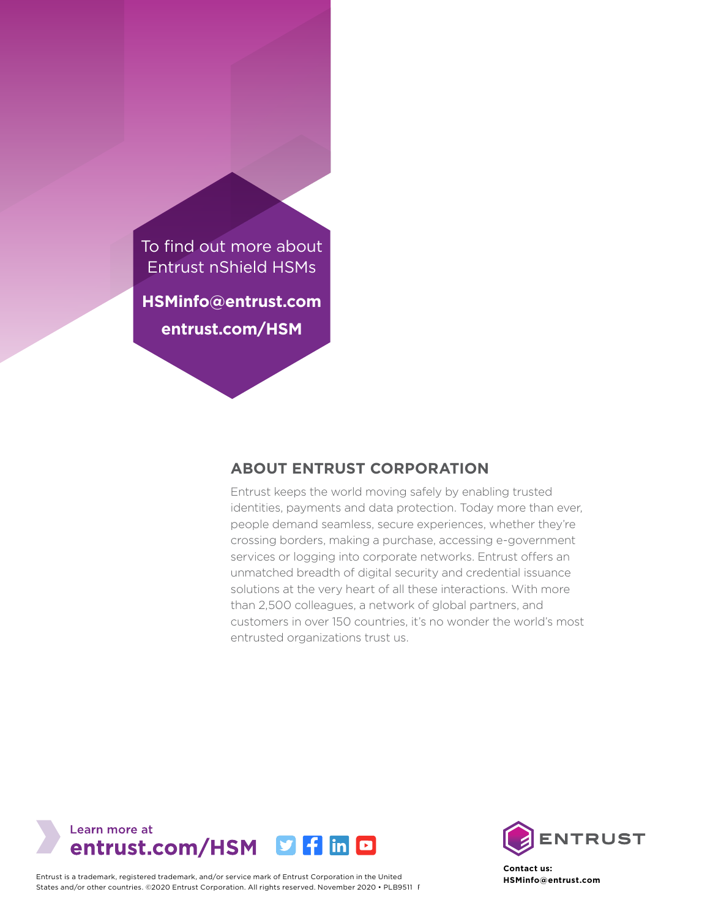To find out more about Entrust nShield HSMs

**HSMinfo@entrust.com**

**entrust.com/HSM**

## ABOUT ENTRUST CORPORATION

Entrust keeps the world moving safely by enabling trusted identities, payments and data protection. Today more than ever, people demand seamless, secure experiences, whether they're crossing borders, making a purchase, accessing e-government services or logging into corporate networks. Entrust offers an unmatched breadth of digital security and credential issuance solutions at the very heart of all these interactions. With more than 2,500 colleagues, a network of global partners, and customers in over 150 countries, it's no wonder the world's most entrusted organizations trust us.

Learn more at
**entrust.com/HSM**

ENTRUST

**Contact us:**
**HSMinfo@entrust.com**

Entrust is a trademark, registered trademark, and/or service mark of Entrust Corporation in the United States and/or other countries. ©2020 Entrust Corporation. All rights reserved. November 2020 • PLB9511